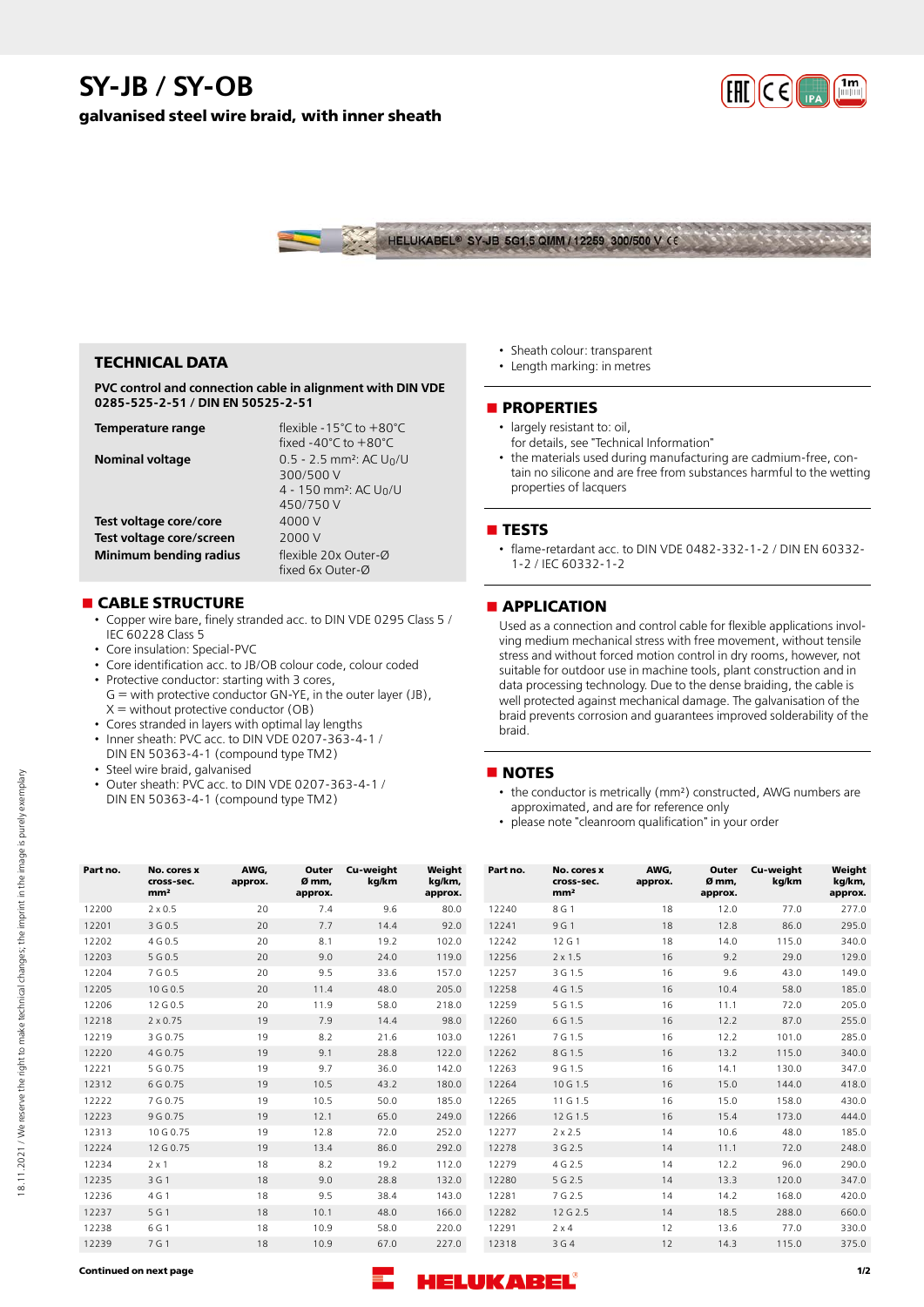# SY-JB / SY-OB

## galvanised steel wire braid, with inner sheath

## TECHNICAL DATA

**PVC control and connection cable in alignment with DIN VDE 0285-525-2-51 / DIN EN 50525-2-51**

| | |
|---|---|
| **Temperature range** | flexible -15°C to +80°C<br>fixed -40°C to +80°C |
| **Nominal voltage** | 0.5 - 2.5 mm²: AC $U_0$/U 300/500 V<br>4 - 150 mm²: AC $U_0$/U 450/750 V |
| **Test voltage core/core** | 4000 V |
| **Test voltage core/screen** | 2000 V |
| **Minimum bending radius** | flexible 20x Outer-Ø<br>fixed 6x Outer-Ø |

## CABLE STRUCTURE

- Copper wire bare, finely stranded acc. to DIN VDE 0295 Class 5 / IEC 60228 Class 5
- Core insulation: Special-PVC
- Core identification acc. to JB/OB colour code, colour coded
- Protective conductor: starting with 3 cores,
  G = with protective conductor GN-YE, in the outer layer (JB),
  X = without protective conductor (OB)
- Cores stranded in layers with optimal lay lengths
- Inner sheath: PVC acc. to DIN VDE 0207-363-4-1 / DIN EN 50363-4-1 (compound type TM2)
- Steel wire braid, galvanised
- Outer sheath: PVC acc. to DIN VDE 0207-363-4-1 / DIN EN 50363-4-1 (compound type TM2)
- Sheath colour: transparent
- Length marking: in metres

## PROPERTIES

- largely resistant to: oil,
  for details, see "Technical Information"
- the materials used during manufacturing are cadmium-free, contain no silicone and are free from substances harmful to the wetting properties of lacquers

## TESTS

- flame-retardant acc. to DIN VDE 0482-332-1-2 / DIN EN 60332-1-2 / IEC 60332-1-2

## APPLICATION

Used as a connection and control cable for flexible applications involving medium mechanical stress with free movement, without tensile stress and without forced motion control in dry rooms, however, not suitable for outdoor use in machine tools, plant construction and in data processing technology. Due to the dense braiding, the cable is well protected against mechanical damage. The galvanisation of the braid prevents corrosion and guarantees improved solderability of the braid.

## NOTES

- the conductor is metrically (mm²) constructed, AWG numbers are approximated, and are for reference only
- please note "cleanroom qualification" in your order

| Part no. | No. cores x cross-sec. mm² | AWG, approx. | Outer Ø mm, approx. | Cu-weight kg/km | Weight kg/km, approx. |
|---|---|---|---|---|---|
| 12200 | 2 x 0.5 | 20 | 7.4 | 9.6 | 80.0 |
| 12201 | 3 G 0.5 | 20 | 7.7 | 14.4 | 92.0 |
| 12202 | 4 G 0.5 | 20 | 8.1 | 19.2 | 102.0 |
| 12203 | 5 G 0.5 | 20 | 9.0 | 24.0 | 119.0 |
| 12204 | 7 G 0.5 | 20 | 9.5 | 33.6 | 157.0 |
| 12205 | 10 G 0.5 | 20 | 11.4 | 48.0 | 205.0 |
| 12206 | 12 G 0.5 | 20 | 11.9 | 58.0 | 218.0 |
| 12218 | 2 x 0.75 | 19 | 7.9 | 14.4 | 98.0 |
| 12219 | 3 G 0.75 | 19 | 8.2 | 21.6 | 103.0 |
| 12220 | 4 G 0.75 | 19 | 9.1 | 28.8 | 122.0 |
| 12221 | 5 G 0.75 | 19 | 9.7 | 36.0 | 142.0 |
| 12312 | 6 G 0.75 | 19 | 10.5 | 43.2 | 180.0 |
| 12222 | 7 G 0.75 | 19 | 10.5 | 50.0 | 185.0 |
| 12223 | 9 G 0.75 | 19 | 12.1 | 65.0 | 249.0 |
| 12313 | 10 G 0.75 | 19 | 12.8 | 72.0 | 252.0 |
| 12224 | 12 G 0.75 | 19 | 13.4 | 86.0 | 292.0 |
| 12234 | 2 x 1 | 18 | 8.2 | 19.2 | 112.0 |
| 12235 | 3 G 1 | 18 | 9.0 | 28.8 | 132.0 |
| 12236 | 4 G 1 | 18 | 9.5 | 38.4 | 143.0 |
| 12237 | 5 G 1 | 18 | 10.1 | 48.0 | 166.0 |
| 12238 | 6 G 1 | 18 | 10.9 | 58.0 | 220.0 |
| 12239 | 7 G 1 | 18 | 10.9 | 67.0 | 227.0 |
| 12240 | 8 G 1 | 18 | 12.0 | 77.0 | 277.0 |
| 12241 | 9 G 1 | 18 | 12.8 | 86.0 | 295.0 |
| 12242 | 12 G 1 | 18 | 14.0 | 115.0 | 340.0 |
| 12256 | 2 x 1.5 | 16 | 9.2 | 29.0 | 129.0 |
| 12257 | 3 G 1.5 | 16 | 9.6 | 43.0 | 149.0 |
| 12258 | 4 G 1.5 | 16 | 10.4 | 58.0 | 185.0 |
| 12259 | 5 G 1.5 | 16 | 11.1 | 72.0 | 205.0 |
| 12260 | 6 G 1.5 | 16 | 12.2 | 87.0 | 255.0 |
| 12261 | 7 G 1.5 | 16 | 12.2 | 101.0 | 285.0 |
| 12262 | 8 G 1.5 | 16 | 13.2 | 115.0 | 340.0 |
| 12263 | 9 G 1.5 | 16 | 14.1 | 130.0 | 347.0 |
| 12264 | 10 G 1.5 | 16 | 15.0 | 144.0 | 418.0 |
| 12265 | 11 G 1.5 | 16 | 15.0 | 158.0 | 430.0 |
| 12266 | 12 G 1.5 | 16 | 15.4 | 173.0 | 444.0 |
| 12277 | 2 x 2.5 | 14 | 10.6 | 48.0 | 185.0 |
| 12278 | 3 G 2.5 | 14 | 11.1 | 72.0 | 248.0 |
| 12279 | 4 G 2.5 | 14 | 12.2 | 96.0 | 290.0 |
| 12280 | 5 G 2.5 | 14 | 13.3 | 120.0 | 347.0 |
| 12281 | 7 G 2.5 | 14 | 14.2 | 168.0 | 420.0 |
| 12282 | 12 G 2.5 | 14 | 18.5 | 288.0 | 660.0 |
| 12291 | 2 x 4 | 12 | 13.6 | 77.0 | 330.0 |
| 12318 | 3 G 4 | 12 | 14.3 | 115.0 | 375.0 |

**Continued on next page**

18.11.2021 / We reserve the right to make technical changes; the imprint in the image is purely exemplary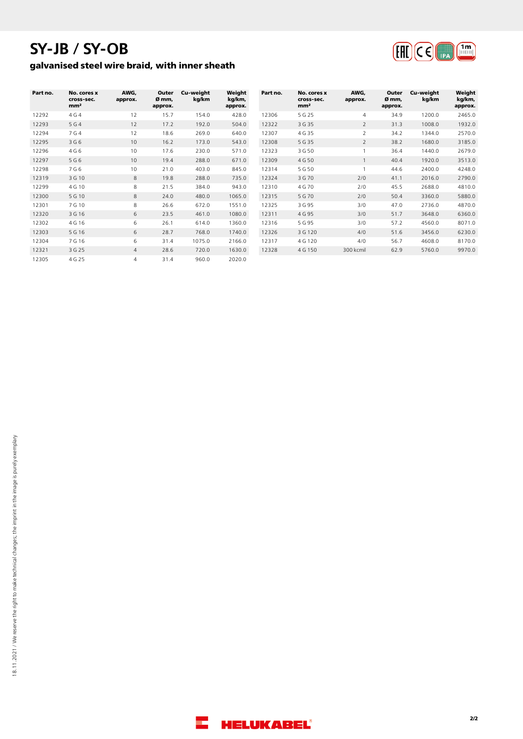# SY-JB / SY-OB

## galvanised steel wire braid, with inner sheath

| Part no. | No. cores x cross-sec. mm² | AWG, approx. | Outer Ø mm, approx. | Cu-weight kg/km | Weight kg/km, approx. |
|---|---|---|---|---|---|
| 12292 | 4 G 4 | 12 | 15.7 | 154.0 | 428.0 |
| 12293 | 5 G 4 | 12 | 17.2 | 192.0 | 504.0 |
| 12294 | 7 G 4 | 12 | 18.6 | 269.0 | 640.0 |
| 12295 | 3 G 6 | 10 | 16.2 | 173.0 | 543.0 |
| 12296 | 4 G 6 | 10 | 17.6 | 230.0 | 571.0 |
| 12297 | 5 G 6 | 10 | 19.4 | 288.0 | 671.0 |
| 12298 | 7 G 6 | 10 | 21.0 | 403.0 | 845.0 |
| 12319 | 3 G 10 | 8 | 19.8 | 288.0 | 735.0 |
| 12299 | 4 G 10 | 8 | 21.5 | 384.0 | 943.0 |
| 12300 | 5 G 10 | 8 | 24.0 | 480.0 | 1065.0 |
| 12301 | 7 G 10 | 8 | 26.6 | 672.0 | 1551.0 |
| 12320 | 3 G 16 | 6 | 23.5 | 461.0 | 1080.0 |
| 12302 | 4 G 16 | 6 | 26.1 | 614.0 | 1360.0 |
| 12303 | 5 G 16 | 6 | 28.7 | 768.0 | 1740.0 |
| 12304 | 7 G 16 | 6 | 31.4 | 1075.0 | 2166.0 |
| 12321 | 3 G 25 | 4 | 28.6 | 720.0 | 1630.0 |
| 12305 | 4 G 25 | 4 | 31.4 | 960.0 | 2020.0 |
| 12306 | 5 G 25 | 4 | 34.9 | 1200.0 | 2465.0 |
| 12322 | 3 G 35 | 2 | 31.3 | 1008.0 | 1932.0 |
| 12307 | 4 G 35 | 2 | 34.2 | 1344.0 | 2570.0 |
| 12308 | 5 G 35 | 2 | 38.2 | 1680.0 | 3185.0 |
| 12323 | 3 G 50 | 1 | 36.4 | 1440.0 | 2679.0 |
| 12309 | 4 G 50 | 1 | 40.4 | 1920.0 | 3513.0 |
| 12314 | 5 G 50 | 1 | 44.6 | 2400.0 | 4248.0 |
| 12324 | 3 G 70 | 2/0 | 41.1 | 2016.0 | 2790.0 |
| 12310 | 4 G 70 | 2/0 | 45.5 | 2688.0 | 4810.0 |
| 12315 | 5 G 70 | 2/0 | 50.4 | 3360.0 | 5880.0 |
| 12325 | 3 G 95 | 3/0 | 47.0 | 2736.0 | 4870.0 |
| 12311 | 4 G 95 | 3/0 | 51.7 | 3648.0 | 6360.0 |
| 12316 | 5 G 95 | 3/0 | 57.2 | 4560.0 | 8071.0 |
| 12326 | 3 G 120 | 4/0 | 51.6 | 3456.0 | 6230.0 |
| 12317 | 4 G 120 | 4/0 | 56.7 | 4608.0 | 8170.0 |
| 12328 | 4 G 150 | 300 kcmil | 62.9 | 5760.0 | 9970.0 |

18.11.2021 / We reserve the right to make technical changes; the imprint in the image is purely exemplary